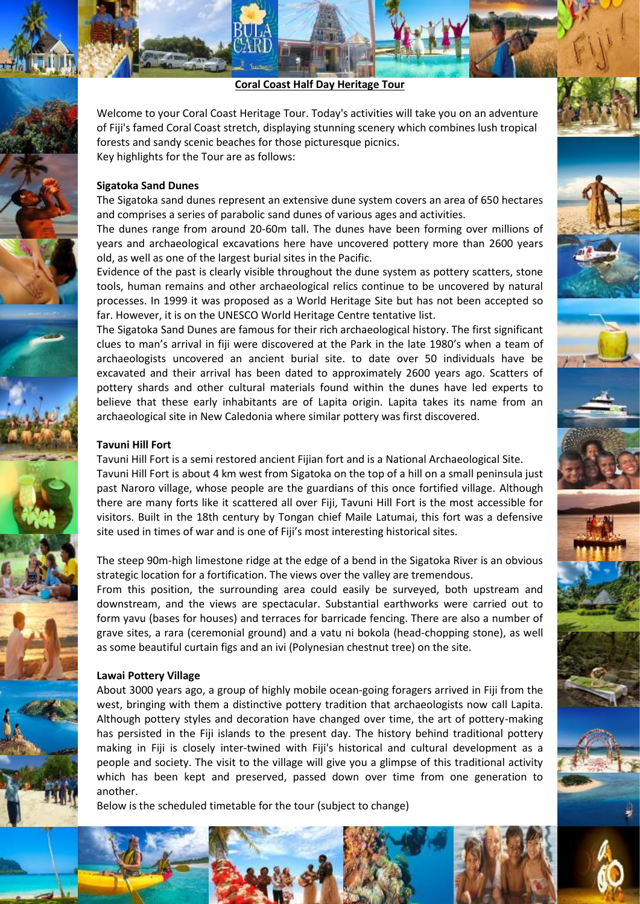## Coral Coast Half Day Heritage Tour

Welcome to your Coral Coast Heritage Tour. Today's activities will take you on an adventure of Fiji's famed Coral Coast stretch, displaying stunning scenery which combines lush tropical forests and sandy scenic beaches for those picturesque picnics.
Key highlights for the Tour are as follows:

**Sigatoka Sand Dunes**

The Sigatoka sand dunes represent an extensive dune system covers an area of 650 hectares and comprises a series of parabolic sand dunes of various ages and activities.
The dunes range from around 20-60m tall. The dunes have been forming over millions of years and archaeological excavations here have uncovered pottery more than 2600 years old, as well as one of the largest burial sites in the Pacific.
Evidence of the past is clearly visible throughout the dune system as pottery scatters, stone tools, human remains and other archaeological relics continue to be uncovered by natural processes. In 1999 it was proposed as a World Heritage Site but has not been accepted so far. However, it is on the UNESCO World Heritage Centre tentative list.
The Sigatoka Sand Dunes are famous for their rich archaeological history. The first significant clues to man's arrival in fiji were discovered at the Park in the late 1980's when a team of archaeologists uncovered an ancient burial site. to date over 50 individuals have be excavated and their arrival has been dated to approximately 2600 years ago. Scatters of pottery shards and other cultural materials found within the dunes have led experts to believe that these early inhabitants are of Lapita origin. Lapita takes its name from an archaeological site in New Caledonia where similar pottery was first discovered.

**Tavuni Hill Fort**

Tavuni Hill Fort is a semi restored ancient Fijian fort and is a National Archaeological Site.
Tavuni Hill Fort is about 4 km west from Sigatoka on the top of a hill on a small peninsula just past Naroro village, whose people are the guardians of this once fortified village. Although there are many forts like it scattered all over Fiji, Tavuni Hill Fort is the most accessible for visitors. Built in the 18th century by Tongan chief Maile Latumai, this fort was a defensive site used in times of war and is one of Fiji's most interesting historical sites.

The steep 90m-high limestone ridge at the edge of a bend in the Sigatoka River is an obvious strategic location for a fortification. The views over the valley are tremendous.
From this position, the surrounding area could easily be surveyed, both upstream and downstream, and the views are spectacular. Substantial earthworks were carried out to form yavu (bases for houses) and terraces for barricade fencing. There are also a number of grave sites, a rara (ceremonial ground) and a vatu ni bokola (head-chopping stone), as well as some beautiful curtain figs and an ivi (Polynesian chestnut tree) on the site.

**Lawai Pottery Village**

About 3000 years ago, a group of highly mobile ocean-going foragers arrived in Fiji from the west, bringing with them a distinctive pottery tradition that archaeologists now call Lapita. Although pottery styles and decoration have changed over time, the art of pottery-making has persisted in the Fiji islands to the present day. The history behind traditional pottery making in Fiji is closely inter-twined with Fiji's historical and cultural development as a people and society. The visit to the village will give you a glimpse of this traditional activity which has been kept and preserved, passed down over time from one generation to another.
Below is the scheduled timetable for the tour (subject to change)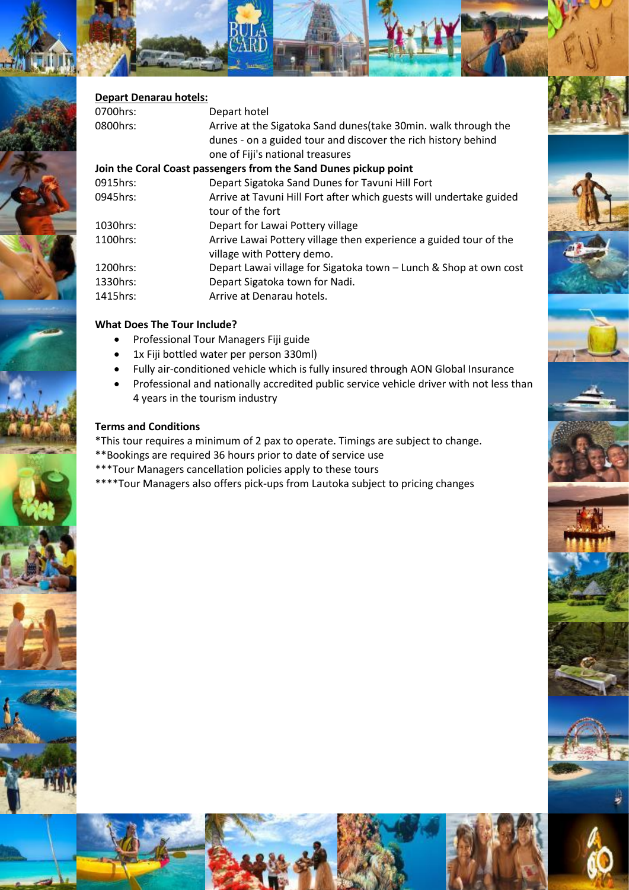**Depart Denarau hotels:**

| | |
|---|---|
| 0700hrs: | Depart hotel |
| 0800hrs: | Arrive at the Sigatoka Sand dunes(take 30min. walk through the dunes - on a guided tour and discover the rich history behind one of Fiji's national treasures |

**Join the Coral Coast passengers from the Sand Dunes pickup point**

| | |
|---|---|
| 0915hrs: | Depart Sigatoka Sand Dunes for Tavuni Hill Fort |
| 0945hrs: | Arrive at Tavuni Hill Fort after which guests will undertake guided tour of the fort |
| 1030hrs: | Depart for Lawai Pottery village |
| 1100hrs: | Arrive Lawai Pottery village then experience a guided tour of the village with Pottery demo. |
| 1200hrs: | Depart Lawai village for Sigatoka town – Lunch & Shop at own cost |
| 1330hrs: | Depart Sigatoka town for Nadi. |
| 1415hrs: | Arrive at Denarau hotels. |

**What Does The Tour Include?**

- Professional Tour Managers Fiji guide
- 1x Fiji bottled water per person 330ml)
- Fully air-conditioned vehicle which is fully insured through AON Global Insurance
- Professional and nationally accredited public service vehicle driver with not less than 4 years in the tourism industry

**Terms and Conditions**

*This tour requires a minimum of 2 pax to operate. Timings are subject to change.
**Bookings are required 36 hours prior to date of service use
***Tour Managers cancellation policies apply to these tours
****Tour Managers also offers pick-ups from Lautoka subject to pricing changes